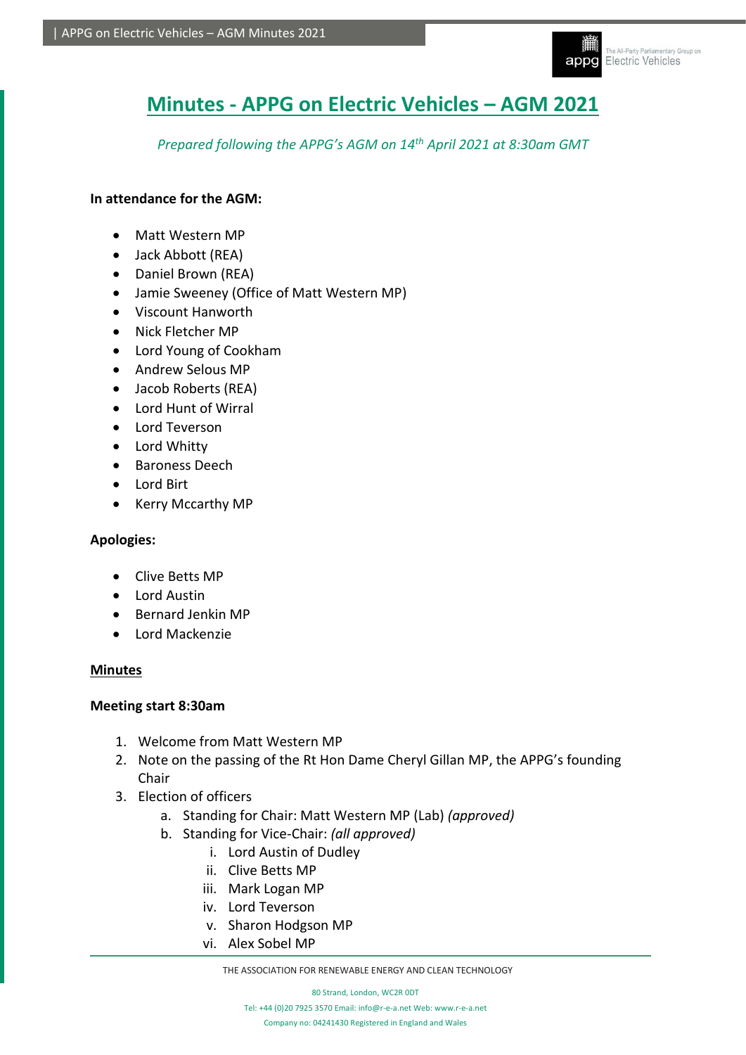# Minutes - APPG on Electric Vehicles – AGM 2021

*Prepared following the APPG's AGM on 14th April 2021 at 8:30am GMT*

**In attendance for the AGM:**

- Matt Western MP
- Jack Abbott (REA)
- Daniel Brown (REA)
- Jamie Sweeney (Office of Matt Western MP)
- Viscount Hanworth
- Nick Fletcher MP
- Lord Young of Cookham
- Andrew Selous MP
- Jacob Roberts (REA)
- Lord Hunt of Wirral
- Lord Teverson
- Lord Whitty
- Baroness Deech
- Lord Birt
- Kerry Mccarthy MP

**Apologies:**

- Clive Betts MP
- Lord Austin
- Bernard Jenkin MP
- Lord Mackenzie

**Minutes**

**Meeting start 8:30am**

1. Welcome from Matt Western MP
2. Note on the passing of the Rt Hon Dame Cheryl Gillan MP, the APPG's founding Chair
3. Election of officers
   a. Standing for Chair: Matt Western MP (Lab) *(approved)*
   b. Standing for Vice-Chair: *(all approved)*
      i. Lord Austin of Dudley
      ii. Clive Betts MP
      iii. Mark Logan MP
      iv. Lord Teverson
      v. Sharon Hodgson MP
      vi. Alex Sobel MP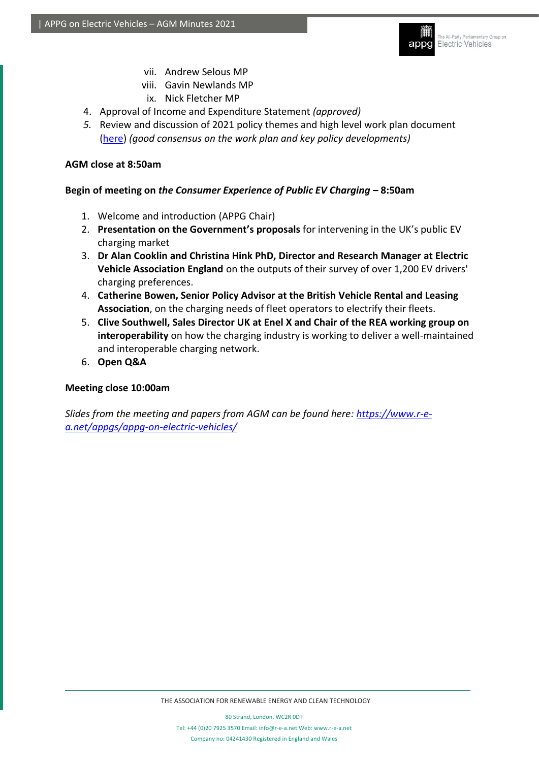vii. Andrew Selous MP
   viii. Gavin Newlands MP
   ix. Nick Fletcher MP
4. Approval of Income and Expenditure Statement *(approved)*
5. Review and discussion of 2021 policy themes and high level work plan document ([here](#)) *(good consensus on the work plan and key policy developments)*

**AGM close at 8:50am**

**Begin of meeting on *the Consumer Experience of Public EV Charging* – 8:50am**

1. Welcome and introduction (APPG Chair)
2. **Presentation on the Government's proposals** for intervening in the UK's public EV charging market
3. **Dr Alan Cooklin and Christina Hink PhD, Director and Research Manager at Electric Vehicle Association England** on the outputs of their survey of over 1,200 EV drivers' charging preferences.
4. **Catherine Bowen, Senior Policy Advisor at the British Vehicle Rental and Leasing Association**, on the charging needs of fleet operators to electrify their fleets.
5. **Clive Southwell, Sales Director UK at Enel X and Chair of the REA working group on interoperability** on how the charging industry is working to deliver a well-maintained and interoperable charging network.
6. **Open Q&A**

**Meeting close 10:00am**

*Slides from the meeting and papers from AGM can be found here: [https://www.r-e-a.net/appgs/appg-on-electric-vehicles/](https://www.r-e-a.net/appgs/appg-on-electric-vehicles/)*